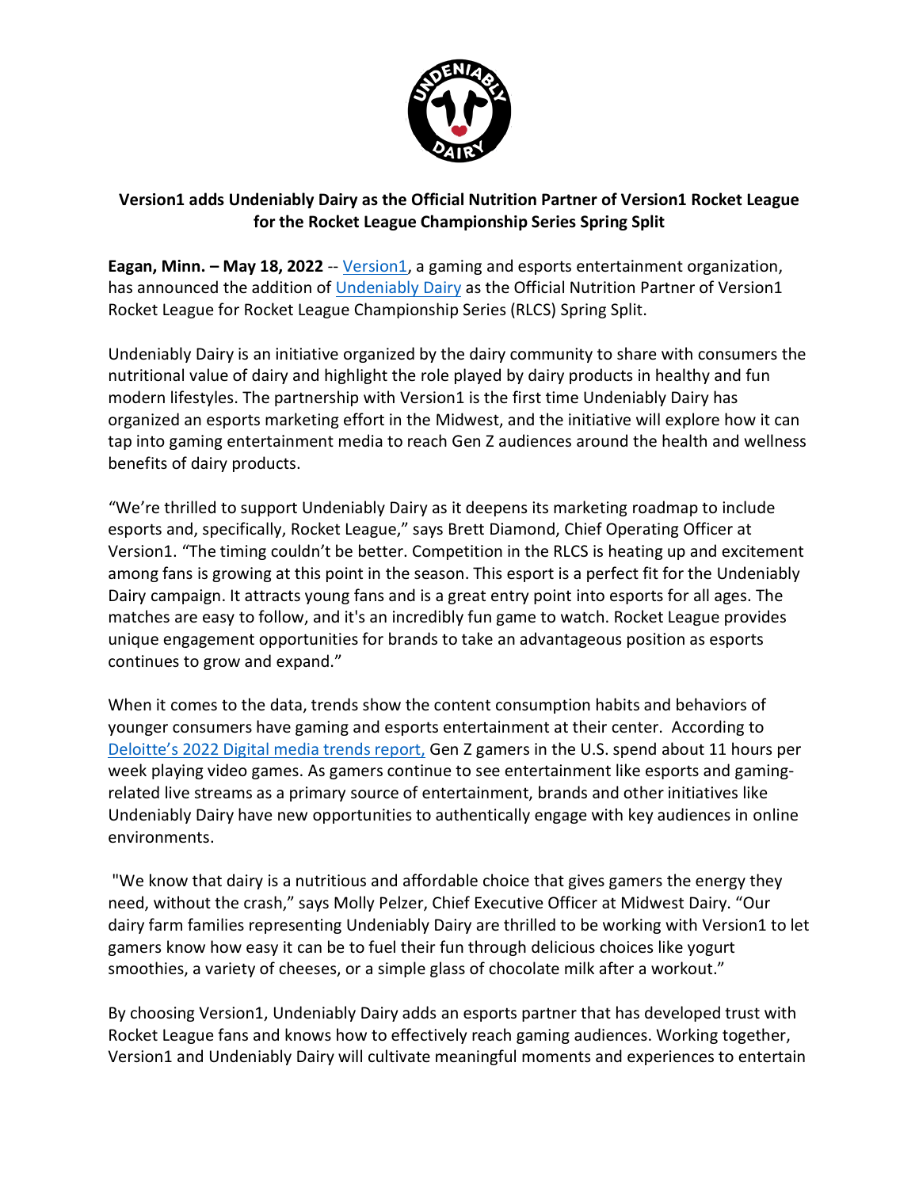**Version1 adds Undeniably Dairy as the Official Nutrition Partner of Version1 Rocket League for the Rocket League Championship Series Spring Split**

**Eagan, Minn. – May 18, 2022** -- Version1, a gaming and esports entertainment organization, has announced the addition of Undeniably Dairy as the Official Nutrition Partner of Version1 Rocket League for Rocket League Championship Series (RLCS) Spring Split.

Undeniably Dairy is an initiative organized by the dairy community to share with consumers the nutritional value of dairy and highlight the role played by dairy products in healthy and fun modern lifestyles. The partnership with Version1 is the first time Undeniably Dairy has organized an esports marketing effort in the Midwest, and the initiative will explore how it can tap into gaming entertainment media to reach Gen Z audiences around the health and wellness benefits of dairy products.

"We're thrilled to support Undeniably Dairy as it deepens its marketing roadmap to include esports and, specifically, Rocket League," says Brett Diamond, Chief Operating Officer at Version1. "The timing couldn't be better. Competition in the RLCS is heating up and excitement among fans is growing at this point in the season. This esport is a perfect fit for the Undeniably Dairy campaign. It attracts young fans and is a great entry point into esports for all ages. The matches are easy to follow, and it's an incredibly fun game to watch. Rocket League provides unique engagement opportunities for brands to take an advantageous position as esports continues to grow and expand."

When it comes to the data, trends show the content consumption habits and behaviors of younger consumers have gaming and esports entertainment at their center. According to Deloitte's 2022 Digital media trends report, Gen Z gamers in the U.S. spend about 11 hours per week playing video games. As gamers continue to see entertainment like esports and gaming-related live streams as a primary source of entertainment, brands and other initiatives like Undeniably Dairy have new opportunities to authentically engage with key audiences in online environments.

"We know that dairy is a nutritious and affordable choice that gives gamers the energy they need, without the crash," says Molly Pelzer, Chief Executive Officer at Midwest Dairy. "Our dairy farm families representing Undeniably Dairy are thrilled to be working with Version1 to let gamers know how easy it can be to fuel their fun through delicious choices like yogurt smoothies, a variety of cheeses, or a simple glass of chocolate milk after a workout."

By choosing Version1, Undeniably Dairy adds an esports partner that has developed trust with Rocket League fans and knows how to effectively reach gaming audiences. Working together, Version1 and Undeniably Dairy will cultivate meaningful moments and experiences to entertain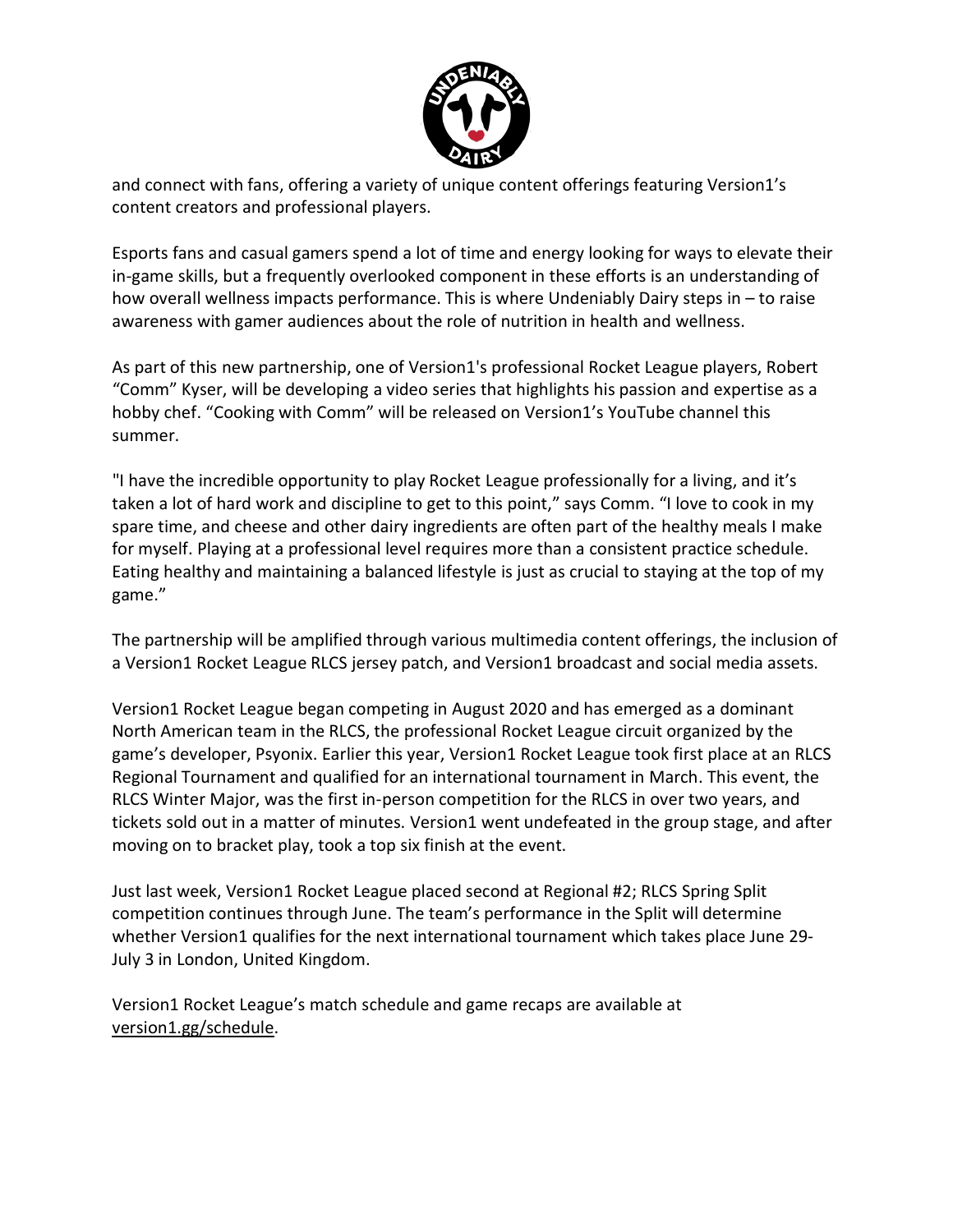and connect with fans, offering a variety of unique content offerings featuring Version1's content creators and professional players.

Esports fans and casual gamers spend a lot of time and energy looking for ways to elevate their in-game skills, but a frequently overlooked component in these efforts is an understanding of how overall wellness impacts performance. This is where Undeniably Dairy steps in – to raise awareness with gamer audiences about the role of nutrition in health and wellness.

As part of this new partnership, one of Version1's professional Rocket League players, Robert "Comm" Kyser, will be developing a video series that highlights his passion and expertise as a hobby chef. "Cooking with Comm" will be released on Version1's YouTube channel this summer.

"I have the incredible opportunity to play Rocket League professionally for a living, and it's taken a lot of hard work and discipline to get to this point," says Comm. "I love to cook in my spare time, and cheese and other dairy ingredients are often part of the healthy meals I make for myself. Playing at a professional level requires more than a consistent practice schedule. Eating healthy and maintaining a balanced lifestyle is just as crucial to staying at the top of my game."

The partnership will be amplified through various multimedia content offerings, the inclusion of a Version1 Rocket League RLCS jersey patch, and Version1 broadcast and social media assets.

Version1 Rocket League began competing in August 2020 and has emerged as a dominant North American team in the RLCS, the professional Rocket League circuit organized by the game's developer, Psyonix. Earlier this year, Version1 Rocket League took first place at an RLCS Regional Tournament and qualified for an international tournament in March. This event, the RLCS Winter Major, was the first in-person competition for the RLCS in over two years, and tickets sold out in a matter of minutes. Version1 went undefeated in the group stage, and after moving on to bracket play, took a top six finish at the event.

Just last week, Version1 Rocket League placed second at Regional #2; RLCS Spring Split competition continues through June. The team's performance in the Split will determine whether Version1 qualifies for the next international tournament which takes place June 29-July 3 in London, United Kingdom.

Version1 Rocket League's match schedule and game recaps are available at version1.gg/schedule.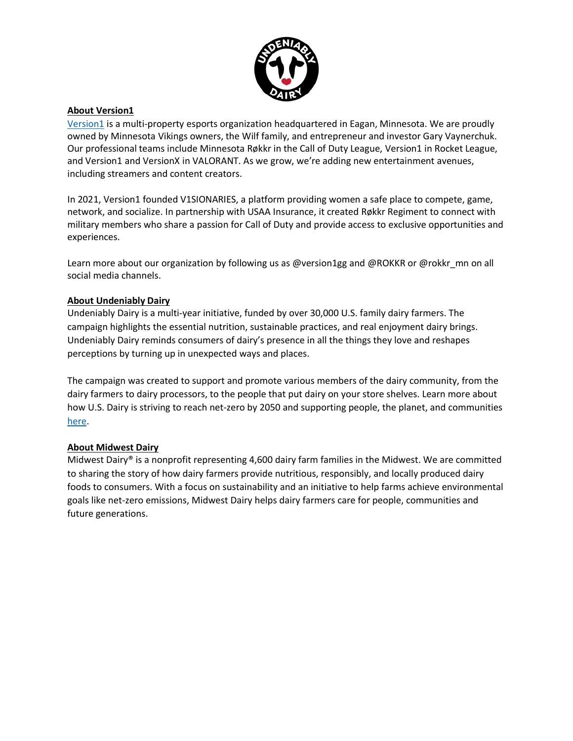**About Version1**

[Version1](Version1) is a multi-property esports organization headquartered in Eagan, Minnesota. We are proudly owned by Minnesota Vikings owners, the Wilf family, and entrepreneur and investor Gary Vaynerchuk. Our professional teams include Minnesota Røkkr in the Call of Duty League, Version1 in Rocket League, and Version1 and VersionX in VALORANT. As we grow, we're adding new entertainment avenues, including streamers and content creators.

In 2021, Version1 founded V1SIONARIES, a platform providing women a safe place to compete, game, network, and socialize. In partnership with USAA Insurance, it created Røkkr Regiment to connect with military members who share a passion for Call of Duty and provide access to exclusive opportunities and experiences.

Learn more about our organization by following us as @version1gg and @ROKKR or @rokkr_mn on all social media channels.

**About Undeniably Dairy**

Undeniably Dairy is a multi-year initiative, funded by over 30,000 U.S. family dairy farmers. The campaign highlights the essential nutrition, sustainable practices, and real enjoyment dairy brings. Undeniably Dairy reminds consumers of dairy's presence in all the things they love and reshapes perceptions by turning up in unexpected ways and places.

The campaign was created to support and promote various members of the dairy community, from the dairy farmers to dairy processors, to the people that put dairy on your store shelves. Learn more about how U.S. Dairy is striving to reach net-zero by 2050 and supporting people, the planet, and communities here.

**About Midwest Dairy**

Midwest Dairy® is a nonprofit representing 4,600 dairy farm families in the Midwest. We are committed to sharing the story of how dairy farmers provide nutritious, responsibly, and locally produced dairy foods to consumers. With a focus on sustainability and an initiative to help farms achieve environmental goals like net-zero emissions, Midwest Dairy helps dairy farmers care for people, communities and future generations.